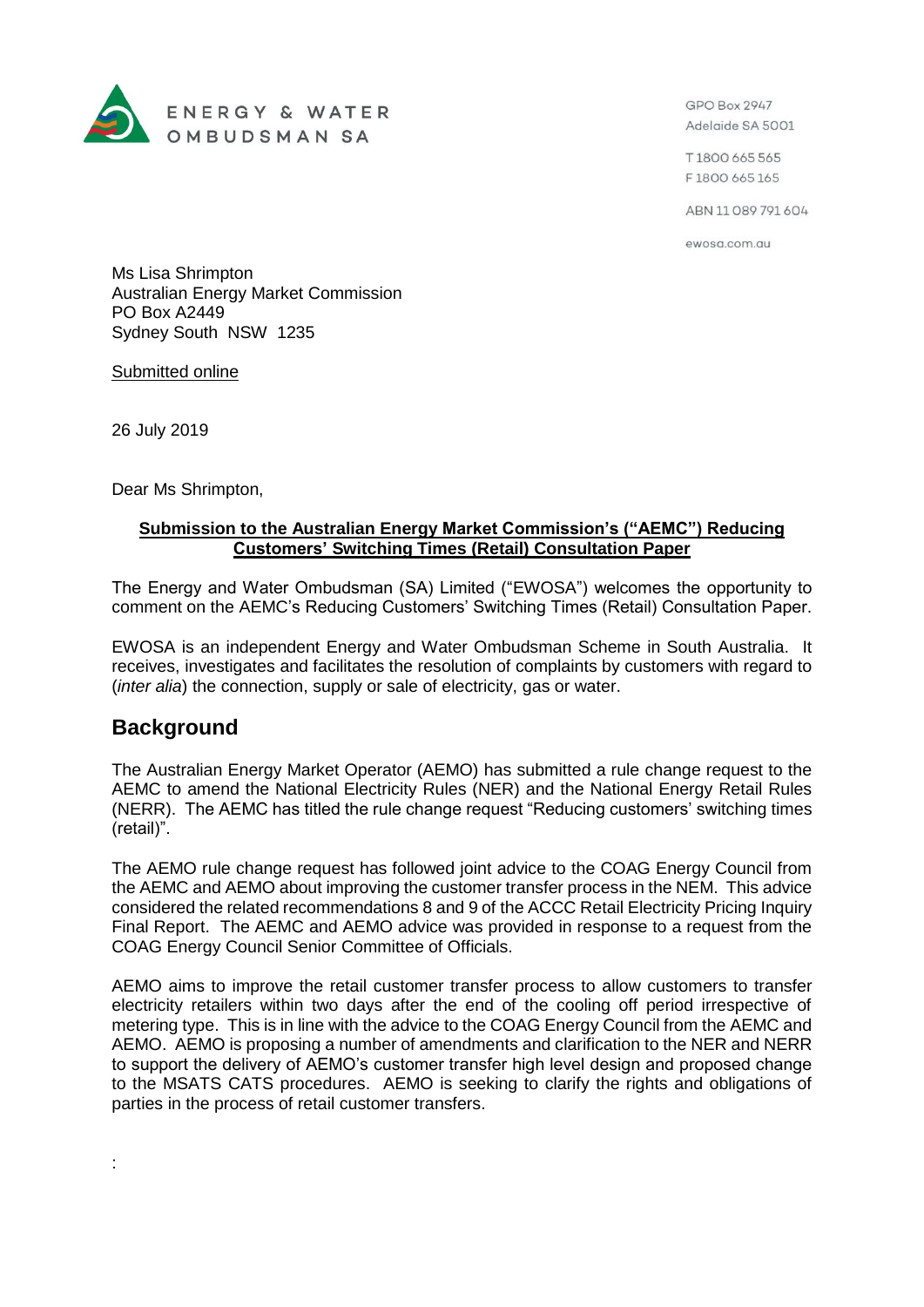ENERGY & WATER OMBUDSMAN SA

GPO Box 2947
Adelaide SA 5001

T 1800 665 565
F 1800 665 165

ABN 11 089 791 604

ewosa.com.au

Ms Lisa Shrimpton
Australian Energy Market Commission
PO Box A2449
Sydney South NSW 1235

Submitted online

26 July 2019

Dear Ms Shrimpton,

**Submission to the Australian Energy Market Commission's ("AEMC") Reducing Customers' Switching Times (Retail) Consultation Paper**

The Energy and Water Ombudsman (SA) Limited ("EWOSA") welcomes the opportunity to comment on the AEMC's Reducing Customers' Switching Times (Retail) Consultation Paper.

EWOSA is an independent Energy and Water Ombudsman Scheme in South Australia. It receives, investigates and facilitates the resolution of complaints by customers with regard to (*inter alia*) the connection, supply or sale of electricity, gas or water.

## Background

The Australian Energy Market Operator (AEMO) has submitted a rule change request to the AEMC to amend the National Electricity Rules (NER) and the National Energy Retail Rules (NERR). The AEMC has titled the rule change request "Reducing customers' switching times (retail)".

The AEMO rule change request has followed joint advice to the COAG Energy Council from the AEMC and AEMO about improving the customer transfer process in the NEM. This advice considered the related recommendations 8 and 9 of the ACCC Retail Electricity Pricing Inquiry Final Report. The AEMC and AEMO advice was provided in response to a request from the COAG Energy Council Senior Committee of Officials.

AEMO aims to improve the retail customer transfer process to allow customers to transfer electricity retailers within two days after the end of the cooling off period irrespective of metering type. This is in line with the advice to the COAG Energy Council from the AEMC and AEMO. AEMO is proposing a number of amendments and clarification to the NER and NERR to support the delivery of AEMO's customer transfer high level design and proposed change to the MSATS CATS procedures. AEMO is seeking to clarify the rights and obligations of parties in the process of retail customer transfers.

: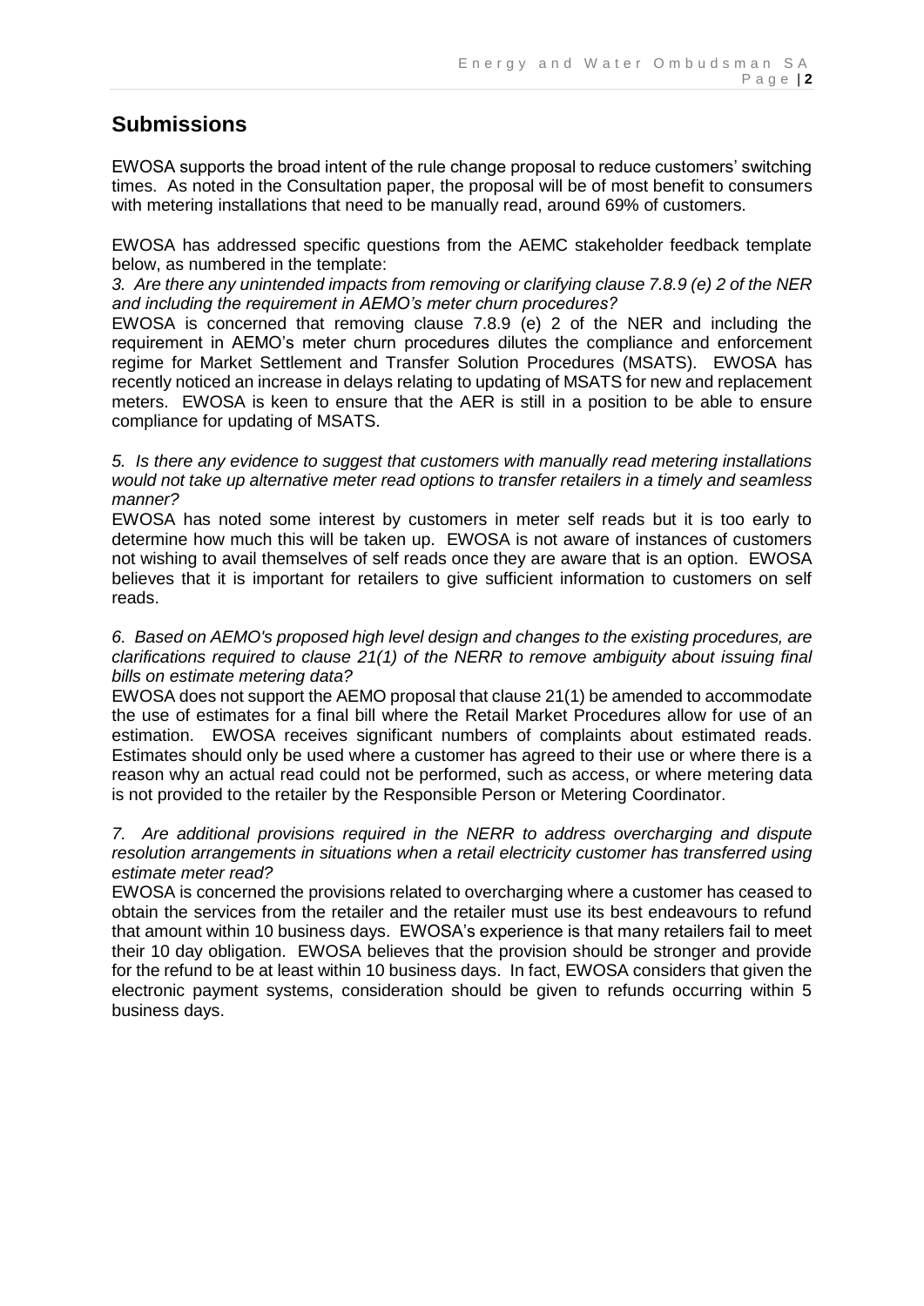## Submissions

EWOSA supports the broad intent of the rule change proposal to reduce customers' switching times. As noted in the Consultation paper, the proposal will be of most benefit to consumers with metering installations that need to be manually read, around 69% of customers.

EWOSA has addressed specific questions from the AEMC stakeholder feedback template below, as numbered in the template:

*3. Are there any unintended impacts from removing or clarifying clause 7.8.9 (e) 2 of the NER and including the requirement in AEMO's meter churn procedures?*

EWOSA is concerned that removing clause 7.8.9 (e) 2 of the NER and including the requirement in AEMO's meter churn procedures dilutes the compliance and enforcement regime for Market Settlement and Transfer Solution Procedures (MSATS). EWOSA has recently noticed an increase in delays relating to updating of MSATS for new and replacement meters. EWOSA is keen to ensure that the AER is still in a position to be able to ensure compliance for updating of MSATS.

*5. Is there any evidence to suggest that customers with manually read metering installations would not take up alternative meter read options to transfer retailers in a timely and seamless manner?*

EWOSA has noted some interest by customers in meter self reads but it is too early to determine how much this will be taken up. EWOSA is not aware of instances of customers not wishing to avail themselves of self reads once they are aware that is an option. EWOSA believes that it is important for retailers to give sufficient information to customers on self reads.

*6. Based on AEMO's proposed high level design and changes to the existing procedures, are clarifications required to clause 21(1) of the NERR to remove ambiguity about issuing final bills on estimate metering data?*

EWOSA does not support the AEMO proposal that clause 21(1) be amended to accommodate the use of estimates for a final bill where the Retail Market Procedures allow for use of an estimation. EWOSA receives significant numbers of complaints about estimated reads. Estimates should only be used where a customer has agreed to their use or where there is a reason why an actual read could not be performed, such as access, or where metering data is not provided to the retailer by the Responsible Person or Metering Coordinator.

*7. Are additional provisions required in the NERR to address overcharging and dispute resolution arrangements in situations when a retail electricity customer has transferred using estimate meter read?*

EWOSA is concerned the provisions related to overcharging where a customer has ceased to obtain the services from the retailer and the retailer must use its best endeavours to refund that amount within 10 business days. EWOSA's experience is that many retailers fail to meet their 10 day obligation. EWOSA believes that the provision should be stronger and provide for the refund to be at least within 10 business days. In fact, EWOSA considers that given the electronic payment systems, consideration should be given to refunds occurring within 5 business days.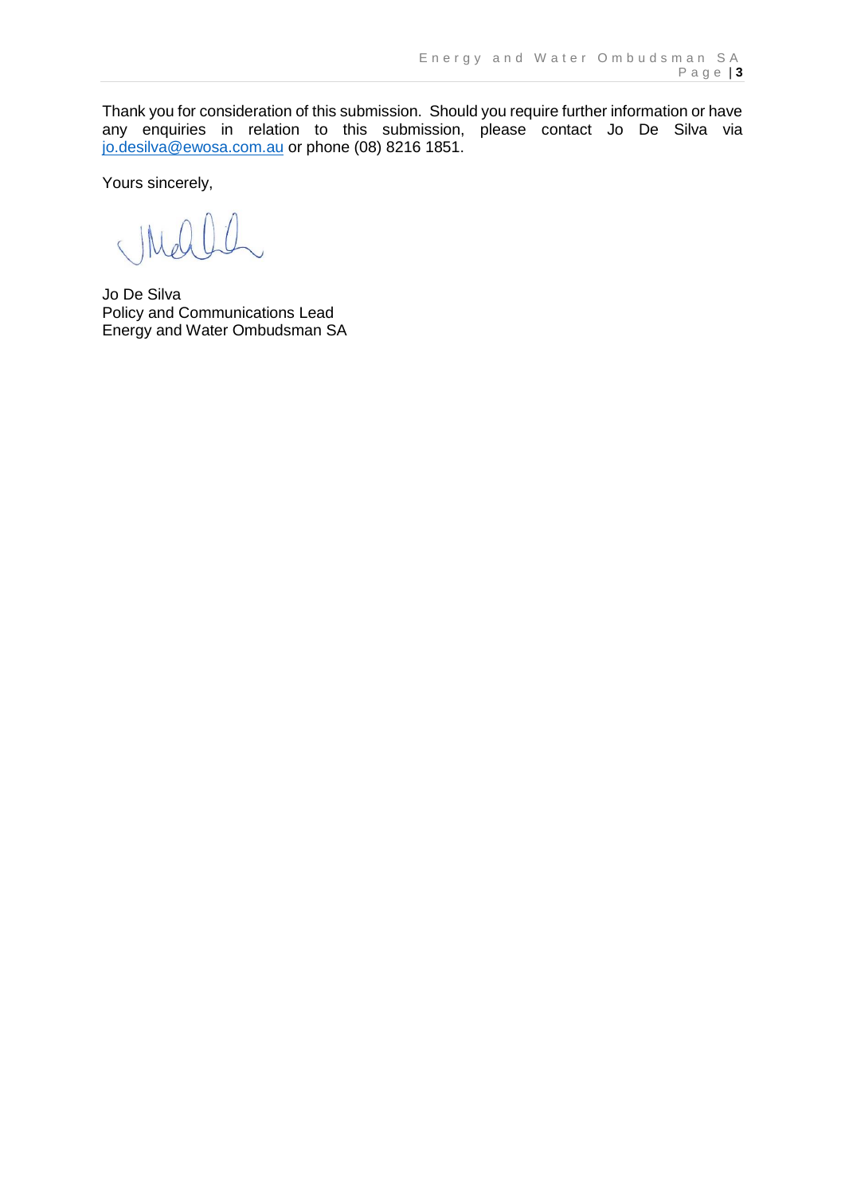Thank you for consideration of this submission. Should you require further information or have any enquiries in relation to this submission, please contact Jo De Silva via jo.desilva@ewosa.com.au or phone (08) 8216 1851.

Yours sincerely,

Jo De Silva
Policy and Communications Lead
Energy and Water Ombudsman SA